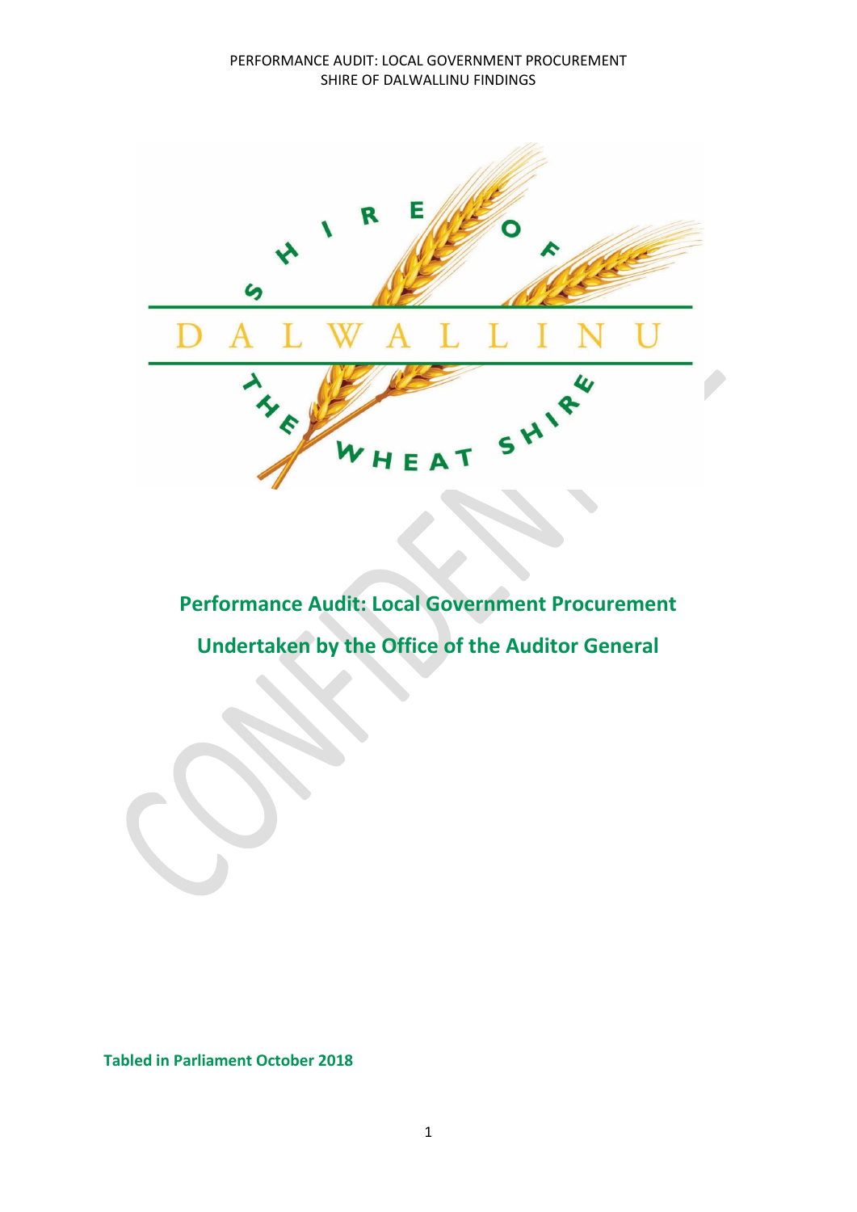# Performance Audit: Local Government Procurement

## Undertaken by the Office of the Auditor General

**Tabled in Parliament October 2018**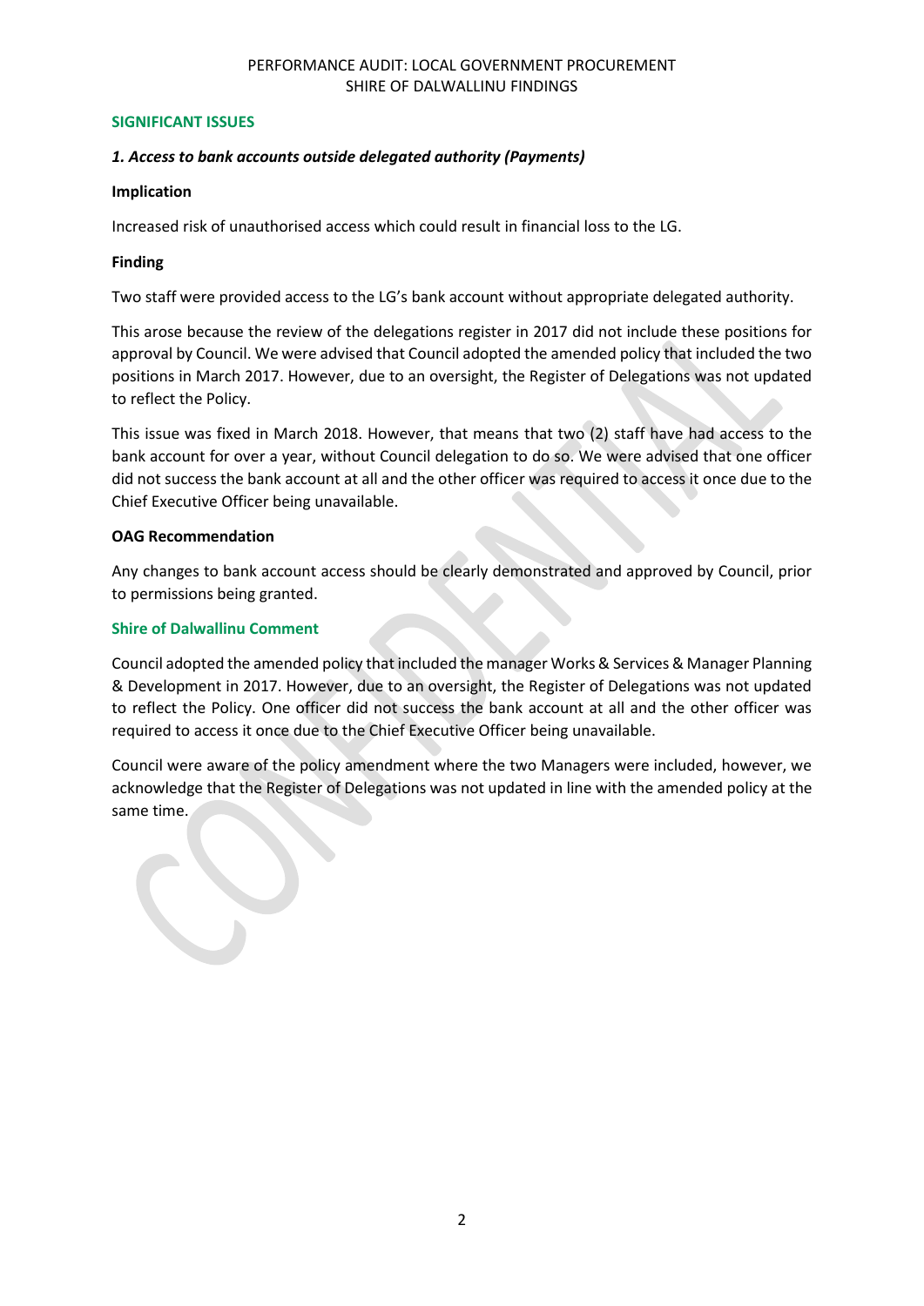## SIGNIFICANT ISSUES

### *1. Access to bank accounts outside delegated authority (Payments)*

**Implication**

Increased risk of unauthorised access which could result in financial loss to the LG.

**Finding**

Two staff were provided access to the LG's bank account without appropriate delegated authority.

This arose because the review of the delegations register in 2017 did not include these positions for approval by Council. We were advised that Council adopted the amended policy that included the two positions in March 2017. However, due to an oversight, the Register of Delegations was not updated to reflect the Policy.

This issue was fixed in March 2018. However, that means that two (2) staff have had access to the bank account for over a year, without Council delegation to do so. We were advised that one officer did not success the bank account at all and the other officer was required to access it once due to the Chief Executive Officer being unavailable.

**OAG Recommendation**

Any changes to bank account access should be clearly demonstrated and approved by Council, prior to permissions being granted.

**Shire of Dalwallinu Comment**

Council adopted the amended policy that included the manager Works & Services & Manager Planning & Development in 2017. However, due to an oversight, the Register of Delegations was not updated to reflect the Policy. One officer did not success the bank account at all and the other officer was required to access it once due to the Chief Executive Officer being unavailable.

Council were aware of the policy amendment where the two Managers were included, however, we acknowledge that the Register of Delegations was not updated in line with the amended policy at the same time.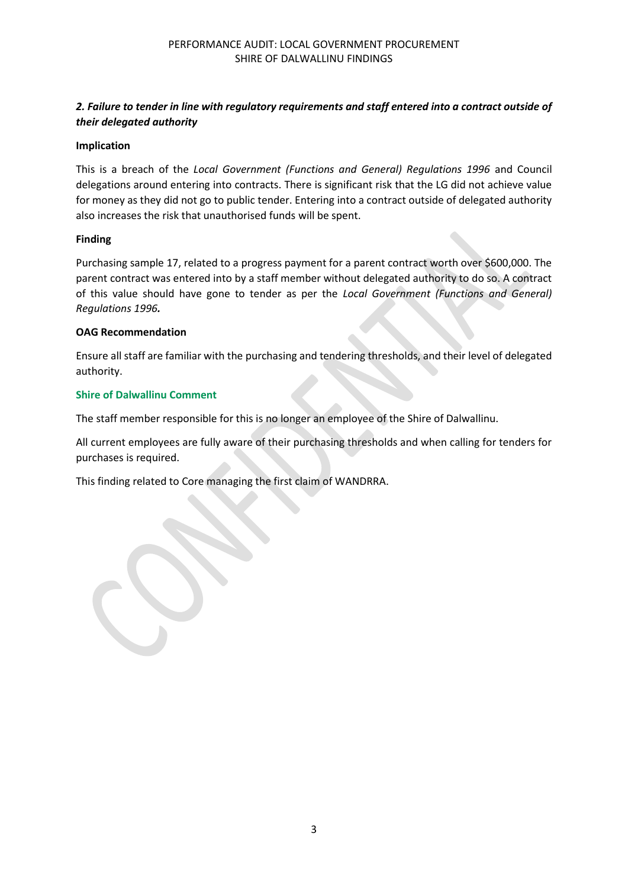### *2. Failure to tender in line with regulatory requirements and staff entered into a contract outside of their delegated authority*

**Implication**

This is a breach of the *Local Government (Functions and General) Regulations 1996* and Council delegations around entering into contracts. There is significant risk that the LG did not achieve value for money as they did not go to public tender. Entering into a contract outside of delegated authority also increases the risk that unauthorised funds will be spent.

**Finding**

Purchasing sample 17, related to a progress payment for a parent contract worth over $600,000. The parent contract was entered into by a staff member without delegated authority to do so. A contract of this value should have gone to tender as per the *Local Government (Functions and General) Regulations 1996.*

**OAG Recommendation**

Ensure all staff are familiar with the purchasing and tendering thresholds, and their level of delegated authority.

**Shire of Dalwallinu Comment**

The staff member responsible for this is no longer an employee of the Shire of Dalwallinu.

All current employees are fully aware of their purchasing thresholds and when calling for tenders for purchases is required.

This finding related to Core managing the first claim of WANDRRA.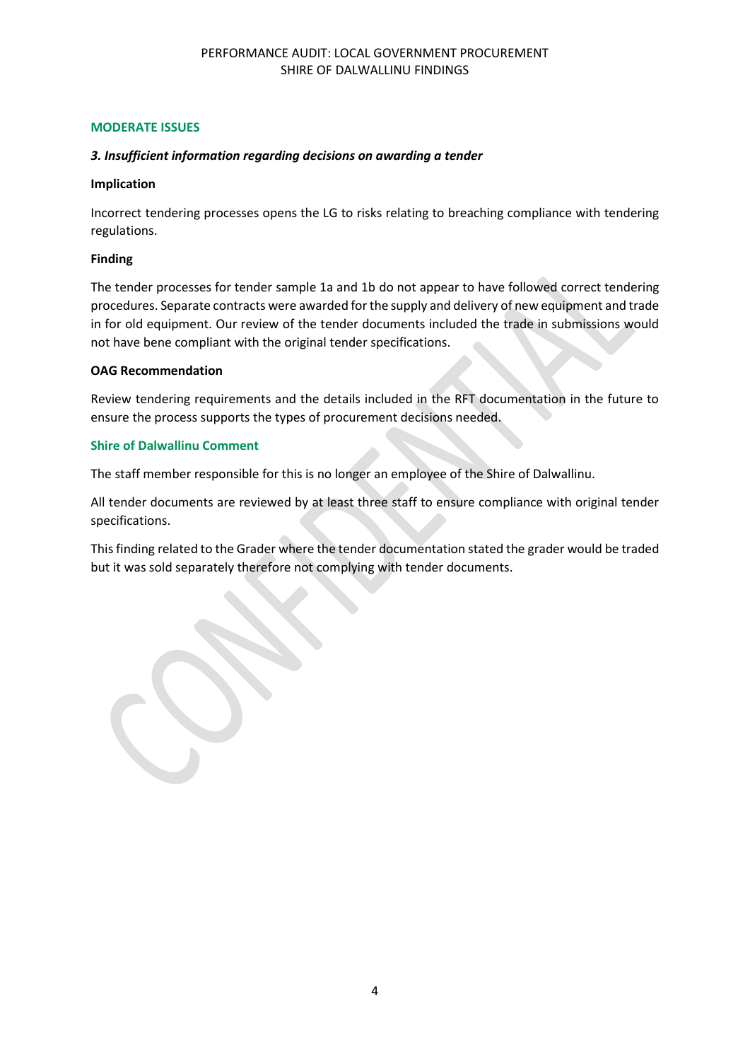## MODERATE ISSUES

### *3. Insufficient information regarding decisions on awarding a tender*

**Implication**

Incorrect tendering processes opens the LG to risks relating to breaching compliance with tendering regulations.

**Finding**

The tender processes for tender sample 1a and 1b do not appear to have followed correct tendering procedures. Separate contracts were awarded for the supply and delivery of new equipment and trade in for old equipment. Our review of the tender documents included the trade in submissions would not have bene compliant with the original tender specifications.

**OAG Recommendation**

Review tendering requirements and the details included in the RFT documentation in the future to ensure the process supports the types of procurement decisions needed.

**Shire of Dalwallinu Comment**

The staff member responsible for this is no longer an employee of the Shire of Dalwallinu.

All tender documents are reviewed by at least three staff to ensure compliance with original tender specifications.

This finding related to the Grader where the tender documentation stated the grader would be traded but it was sold separately therefore not complying with tender documents.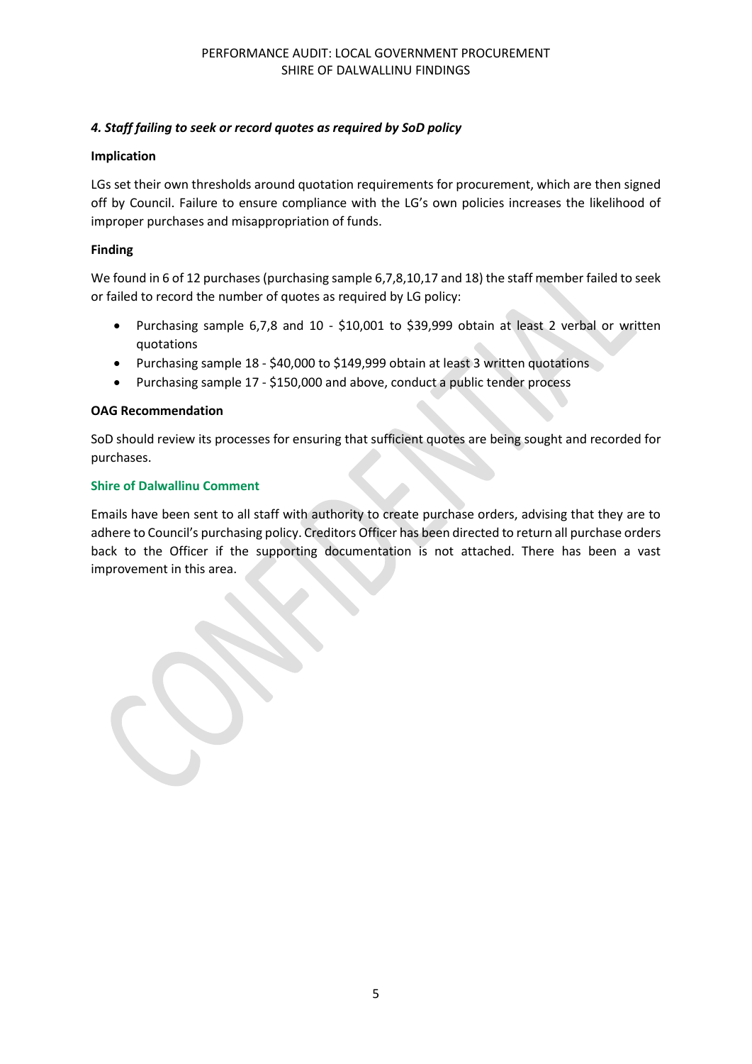### *4. Staff failing to seek or record quotes as required by SoD policy*

**Implication**

LGs set their own thresholds around quotation requirements for procurement, which are then signed off by Council. Failure to ensure compliance with the LG's own policies increases the likelihood of improper purchases and misappropriation of funds.

**Finding**

We found in 6 of 12 purchases (purchasing sample 6,7,8,10,17 and 18) the staff member failed to seek or failed to record the number of quotes as required by LG policy:

- Purchasing sample 6,7,8 and 10 - $10,001 to $39,999 obtain at least 2 verbal or written quotations
- Purchasing sample 18 - $40,000 to $149,999 obtain at least 3 written quotations
- Purchasing sample 17 - $150,000 and above, conduct a public tender process

**OAG Recommendation**

SoD should review its processes for ensuring that sufficient quotes are being sought and recorded for purchases.

**Shire of Dalwallinu Comment**

Emails have been sent to all staff with authority to create purchase orders, advising that they are to adhere to Council's purchasing policy. Creditors Officer has been directed to return all purchase orders back to the Officer if the supporting documentation is not attached. There has been a vast improvement in this area.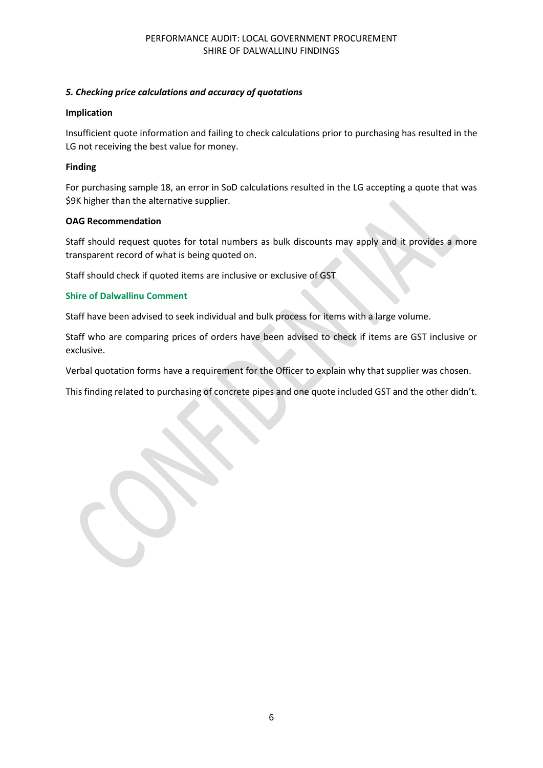### *5. Checking price calculations and accuracy of quotations*

**Implication**

Insufficient quote information and failing to check calculations prior to purchasing has resulted in the LG not receiving the best value for money.

**Finding**

For purchasing sample 18, an error in SoD calculations resulted in the LG accepting a quote that was $9K higher than the alternative supplier.

**OAG Recommendation**

Staff should request quotes for total numbers as bulk discounts may apply and it provides a more transparent record of what is being quoted on.

Staff should check if quoted items are inclusive or exclusive of GST

**Shire of Dalwallinu Comment**

Staff have been advised to seek individual and bulk process for items with a large volume.

Staff who are comparing prices of orders have been advised to check if items are GST inclusive or exclusive.

Verbal quotation forms have a requirement for the Officer to explain why that supplier was chosen.

This finding related to purchasing of concrete pipes and one quote included GST and the other didn't.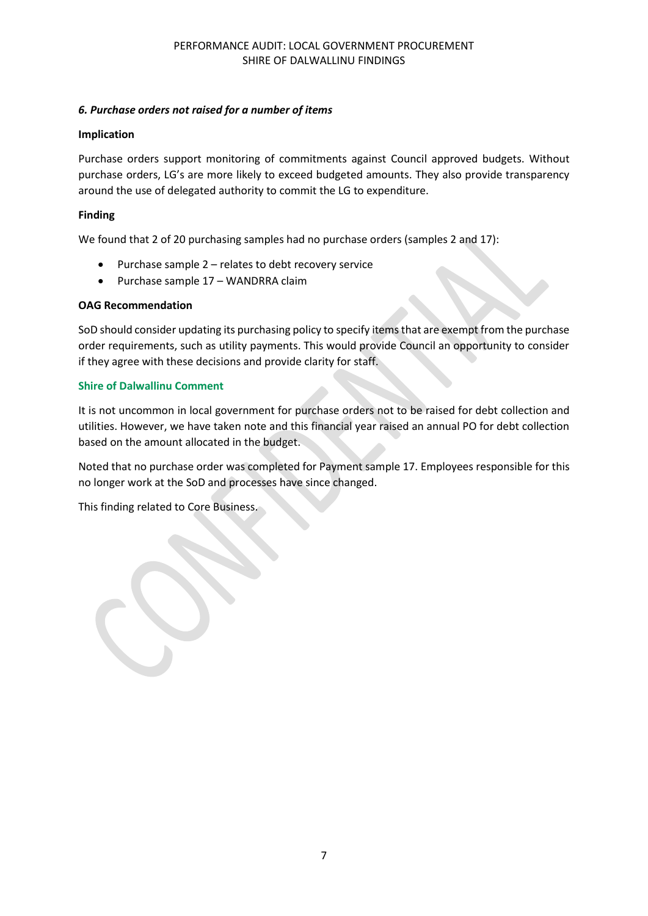### *6. Purchase orders not raised for a number of items*

**Implication**

Purchase orders support monitoring of commitments against Council approved budgets. Without purchase orders, LG's are more likely to exceed budgeted amounts. They also provide transparency around the use of delegated authority to commit the LG to expenditure.

**Finding**

We found that 2 of 20 purchasing samples had no purchase orders (samples 2 and 17):

- Purchase sample 2 – relates to debt recovery service
- Purchase sample 17 – WANDRRA claim

**OAG Recommendation**

SoD should consider updating its purchasing policy to specify items that are exempt from the purchase order requirements, such as utility payments. This would provide Council an opportunity to consider if they agree with these decisions and provide clarity for staff.

**Shire of Dalwallinu Comment**

It is not uncommon in local government for purchase orders not to be raised for debt collection and utilities. However, we have taken note and this financial year raised an annual PO for debt collection based on the amount allocated in the budget.

Noted that no purchase order was completed for Payment sample 17. Employees responsible for this no longer work at the SoD and processes have since changed.

This finding related to Core Business.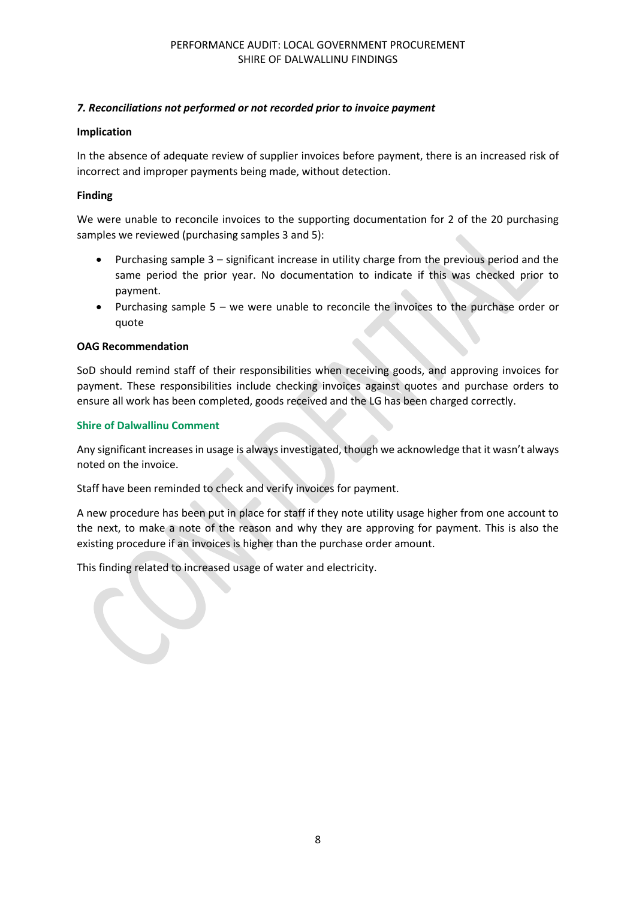### *7. Reconciliations not performed or not recorded prior to invoice payment*

**Implication**

In the absence of adequate review of supplier invoices before payment, there is an increased risk of incorrect and improper payments being made, without detection.

**Finding**

We were unable to reconcile invoices to the supporting documentation for 2 of the 20 purchasing samples we reviewed (purchasing samples 3 and 5):

- Purchasing sample 3 – significant increase in utility charge from the previous period and the same period the prior year. No documentation to indicate if this was checked prior to payment.
- Purchasing sample 5 – we were unable to reconcile the invoices to the purchase order or quote

**OAG Recommendation**

SoD should remind staff of their responsibilities when receiving goods, and approving invoices for payment. These responsibilities include checking invoices against quotes and purchase orders to ensure all work has been completed, goods received and the LG has been charged correctly.

**Shire of Dalwallinu Comment**

Any significant increases in usage is always investigated, though we acknowledge that it wasn't always noted on the invoice.

Staff have been reminded to check and verify invoices for payment.

A new procedure has been put in place for staff if they note utility usage higher from one account to the next, to make a note of the reason and why they are approving for payment. This is also the existing procedure if an invoices is higher than the purchase order amount.

This finding related to increased usage of water and electricity.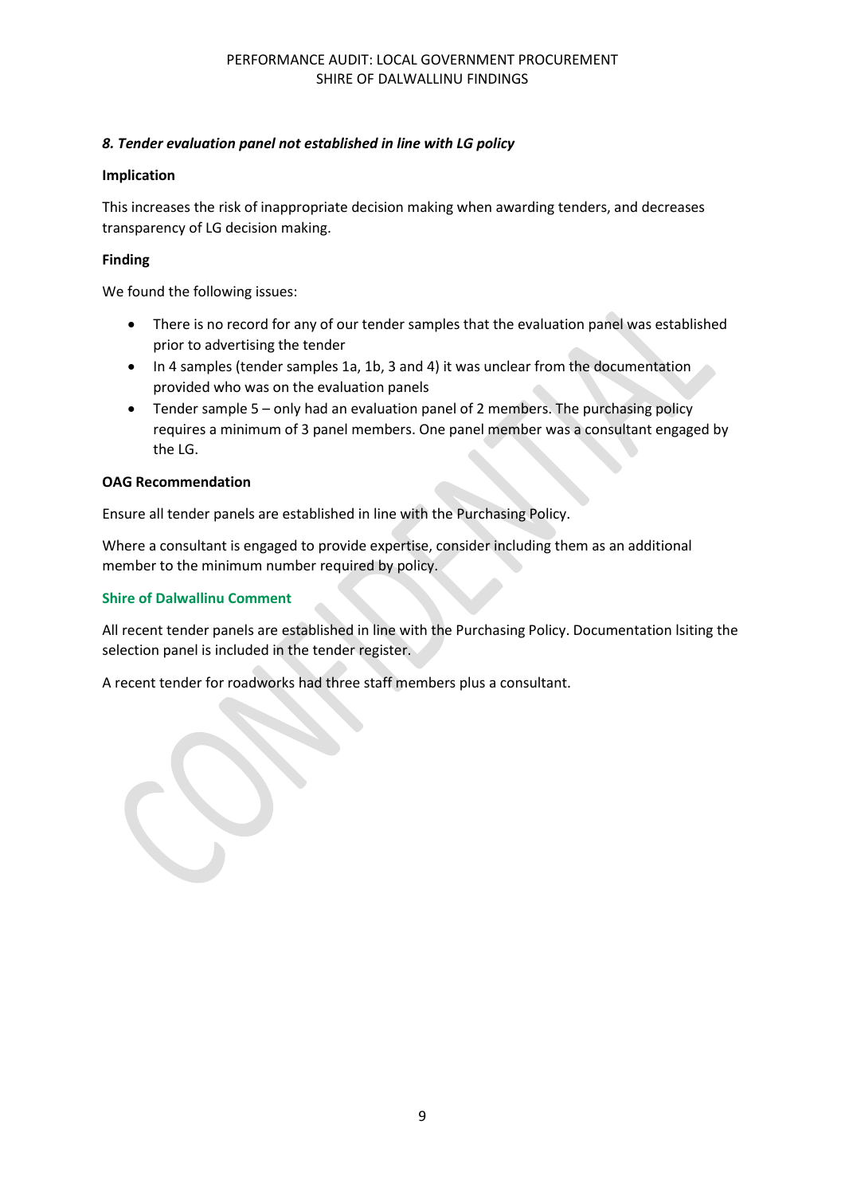### *8. Tender evaluation panel not established in line with LG policy*

**Implication**

This increases the risk of inappropriate decision making when awarding tenders, and decreases transparency of LG decision making.

**Finding**

We found the following issues:

- There is no record for any of our tender samples that the evaluation panel was established prior to advertising the tender
- In 4 samples (tender samples 1a, 1b, 3 and 4) it was unclear from the documentation provided who was on the evaluation panels
- Tender sample 5 – only had an evaluation panel of 2 members. The purchasing policy requires a minimum of 3 panel members. One panel member was a consultant engaged by the LG.

**OAG Recommendation**

Ensure all tender panels are established in line with the Purchasing Policy.

Where a consultant is engaged to provide expertise, consider including them as an additional member to the minimum number required by policy.

**Shire of Dalwallinu Comment**

All recent tender panels are established in line with the Purchasing Policy. Documentation lsiting the selection panel is included in the tender register.

A recent tender for roadworks had three staff members plus a consultant.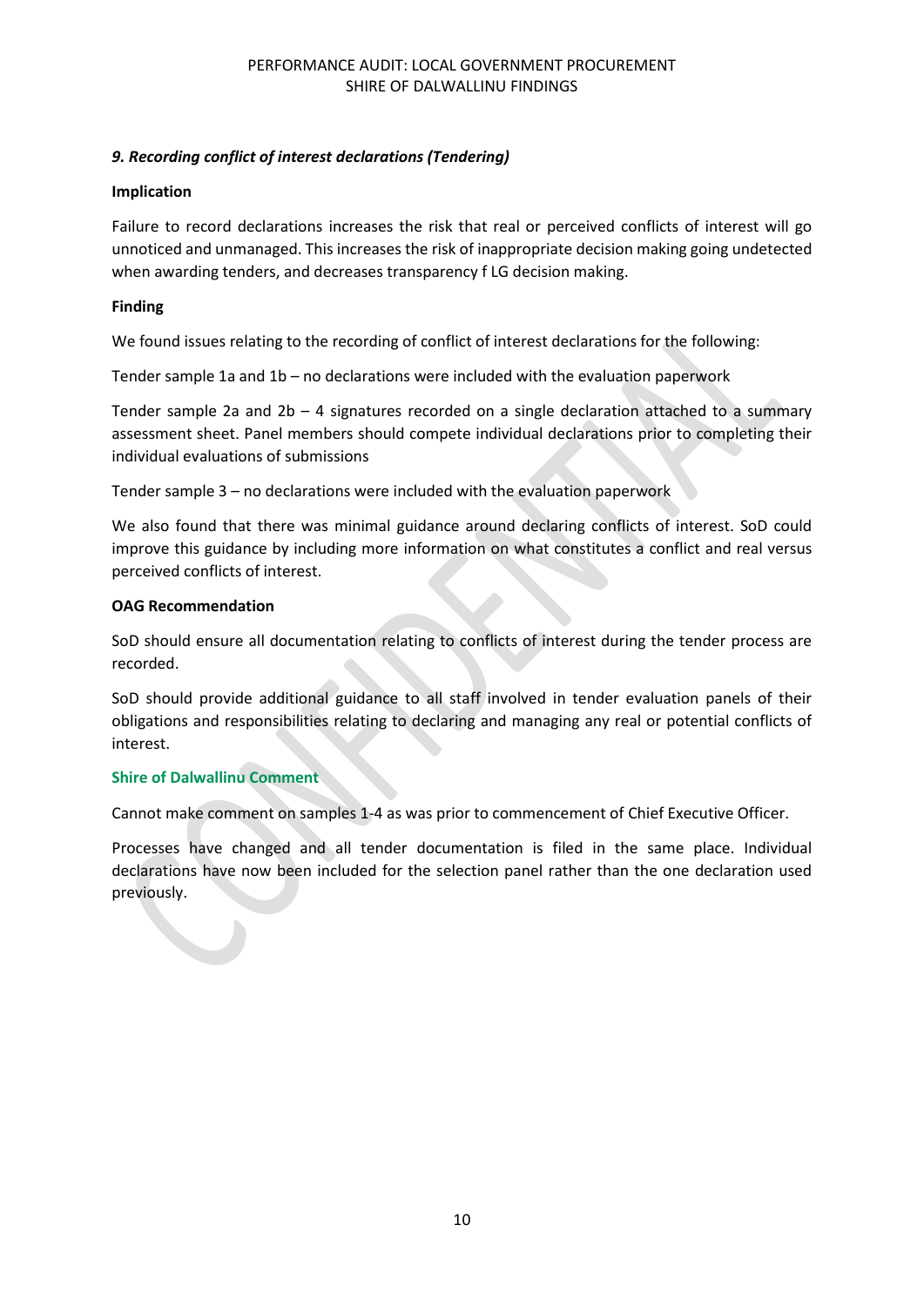### *9. Recording conflict of interest declarations (Tendering)*

**Implication**

Failure to record declarations increases the risk that real or perceived conflicts of interest will go unnoticed and unmanaged. This increases the risk of inappropriate decision making going undetected when awarding tenders, and decreases transparency f LG decision making.

**Finding**

We found issues relating to the recording of conflict of interest declarations for the following:

Tender sample 1a and 1b – no declarations were included with the evaluation paperwork

Tender sample 2a and 2b – 4 signatures recorded on a single declaration attached to a summary assessment sheet. Panel members should compete individual declarations prior to completing their individual evaluations of submissions

Tender sample 3 – no declarations were included with the evaluation paperwork

We also found that there was minimal guidance around declaring conflicts of interest. SoD could improve this guidance by including more information on what constitutes a conflict and real versus perceived conflicts of interest.

**OAG Recommendation**

SoD should ensure all documentation relating to conflicts of interest during the tender process are recorded.

SoD should provide additional guidance to all staff involved in tender evaluation panels of their obligations and responsibilities relating to declaring and managing any real or potential conflicts of interest.

**Shire of Dalwallinu Comment**

Cannot make comment on samples 1-4 as was prior to commencement of Chief Executive Officer.

Processes have changed and all tender documentation is filed in the same place. Individual declarations have now been included for the selection panel rather than the one declaration used previously.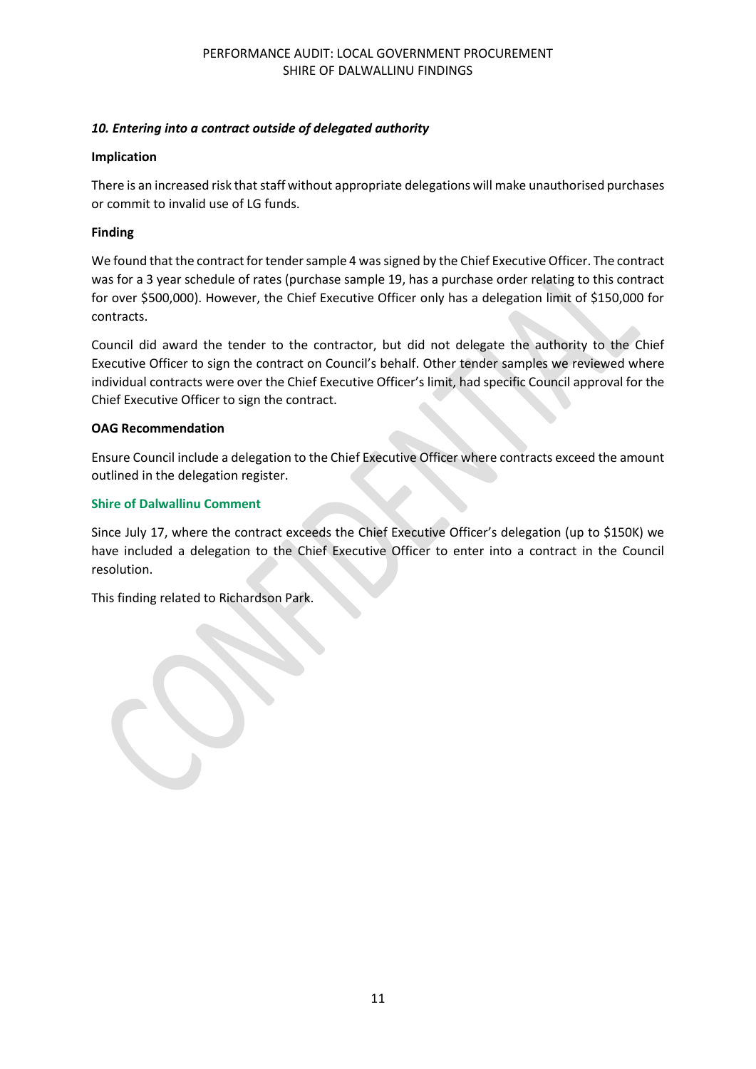### *10. Entering into a contract outside of delegated authority*

**Implication**

There is an increased risk that staff without appropriate delegations will make unauthorised purchases or commit to invalid use of LG funds.

**Finding**

We found that the contract for tender sample 4 was signed by the Chief Executive Officer. The contract was for a 3 year schedule of rates (purchase sample 19, has a purchase order relating to this contract for over $500,000). However, the Chief Executive Officer only has a delegation limit of $150,000 for contracts.

Council did award the tender to the contractor, but did not delegate the authority to the Chief Executive Officer to sign the contract on Council's behalf. Other tender samples we reviewed where individual contracts were over the Chief Executive Officer's limit, had specific Council approval for the Chief Executive Officer to sign the contract.

**OAG Recommendation**

Ensure Council include a delegation to the Chief Executive Officer where contracts exceed the amount outlined in the delegation register.

**Shire of Dalwallinu Comment**

Since July 17, where the contract exceeds the Chief Executive Officer's delegation (up to $150K) we have included a delegation to the Chief Executive Officer to enter into a contract in the Council resolution.

This finding related to Richardson Park.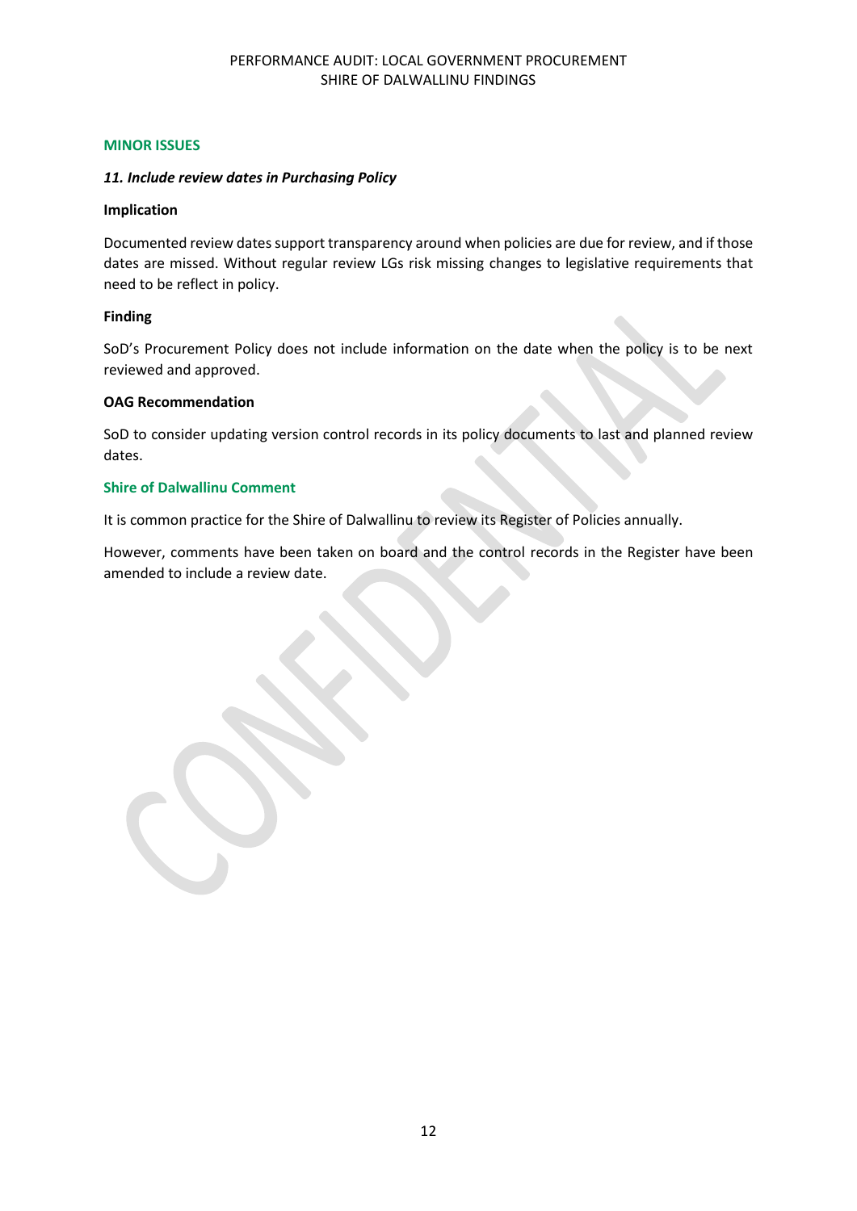#### MINOR ISSUES

***11. Include review dates in Purchasing Policy***

**Implication**

Documented review dates support transparency around when policies are due for review, and if those dates are missed. Without regular review LGs risk missing changes to legislative requirements that need to be reflect in policy.

**Finding**

SoD's Procurement Policy does not include information on the date when the policy is to be next reviewed and approved.

**OAG Recommendation**

SoD to consider updating version control records in its policy documents to last and planned review dates.

**Shire of Dalwallinu Comment**

It is common practice for the Shire of Dalwallinu to review its Register of Policies annually.

However, comments have been taken on board and the control records in the Register have been amended to include a review date.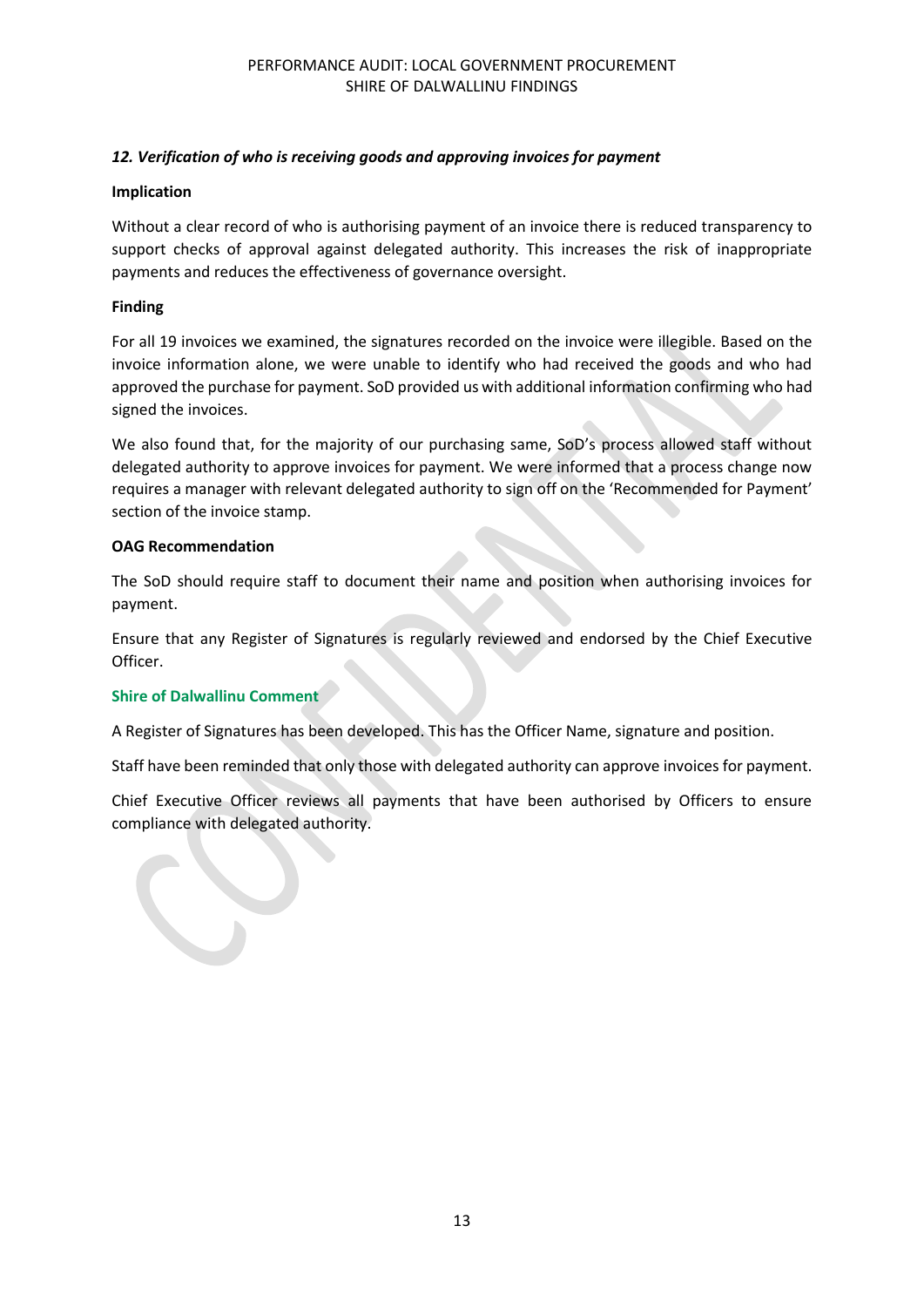### *12. Verification of who is receiving goods and approving invoices for payment*

**Implication**

Without a clear record of who is authorising payment of an invoice there is reduced transparency to support checks of approval against delegated authority. This increases the risk of inappropriate payments and reduces the effectiveness of governance oversight.

**Finding**

For all 19 invoices we examined, the signatures recorded on the invoice were illegible. Based on the invoice information alone, we were unable to identify who had received the goods and who had approved the purchase for payment. SoD provided us with additional information confirming who had signed the invoices.

We also found that, for the majority of our purchasing same, SoD's process allowed staff without delegated authority to approve invoices for payment. We were informed that a process change now requires a manager with relevant delegated authority to sign off on the 'Recommended for Payment' section of the invoice stamp.

**OAG Recommendation**

The SoD should require staff to document their name and position when authorising invoices for payment.

Ensure that any Register of Signatures is regularly reviewed and endorsed by the Chief Executive Officer.

**Shire of Dalwallinu Comment**

A Register of Signatures has been developed. This has the Officer Name, signature and position.

Staff have been reminded that only those with delegated authority can approve invoices for payment.

Chief Executive Officer reviews all payments that have been authorised by Officers to ensure compliance with delegated authority.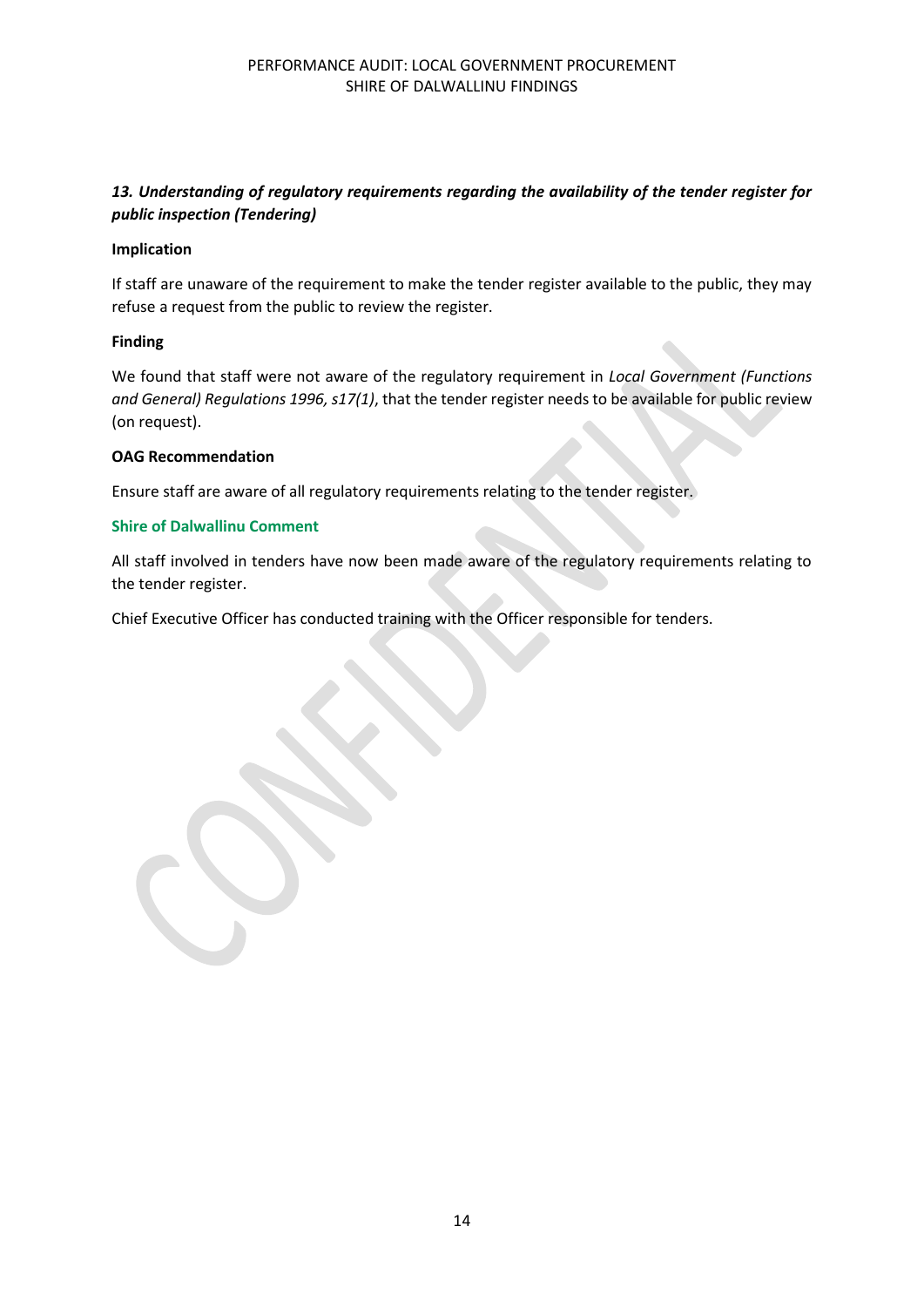### *13. Understanding of regulatory requirements regarding the availability of the tender register for public inspection (Tendering)*

**Implication**

If staff are unaware of the requirement to make the tender register available to the public, they may refuse a request from the public to review the register.

**Finding**

We found that staff were not aware of the regulatory requirement in *Local Government (Functions and General) Regulations 1996, s17(1)*, that the tender register needs to be available for public review (on request).

**OAG Recommendation**

Ensure staff are aware of all regulatory requirements relating to the tender register.

**Shire of Dalwallinu Comment**

All staff involved in tenders have now been made aware of the regulatory requirements relating to the tender register.

Chief Executive Officer has conducted training with the Officer responsible for tenders.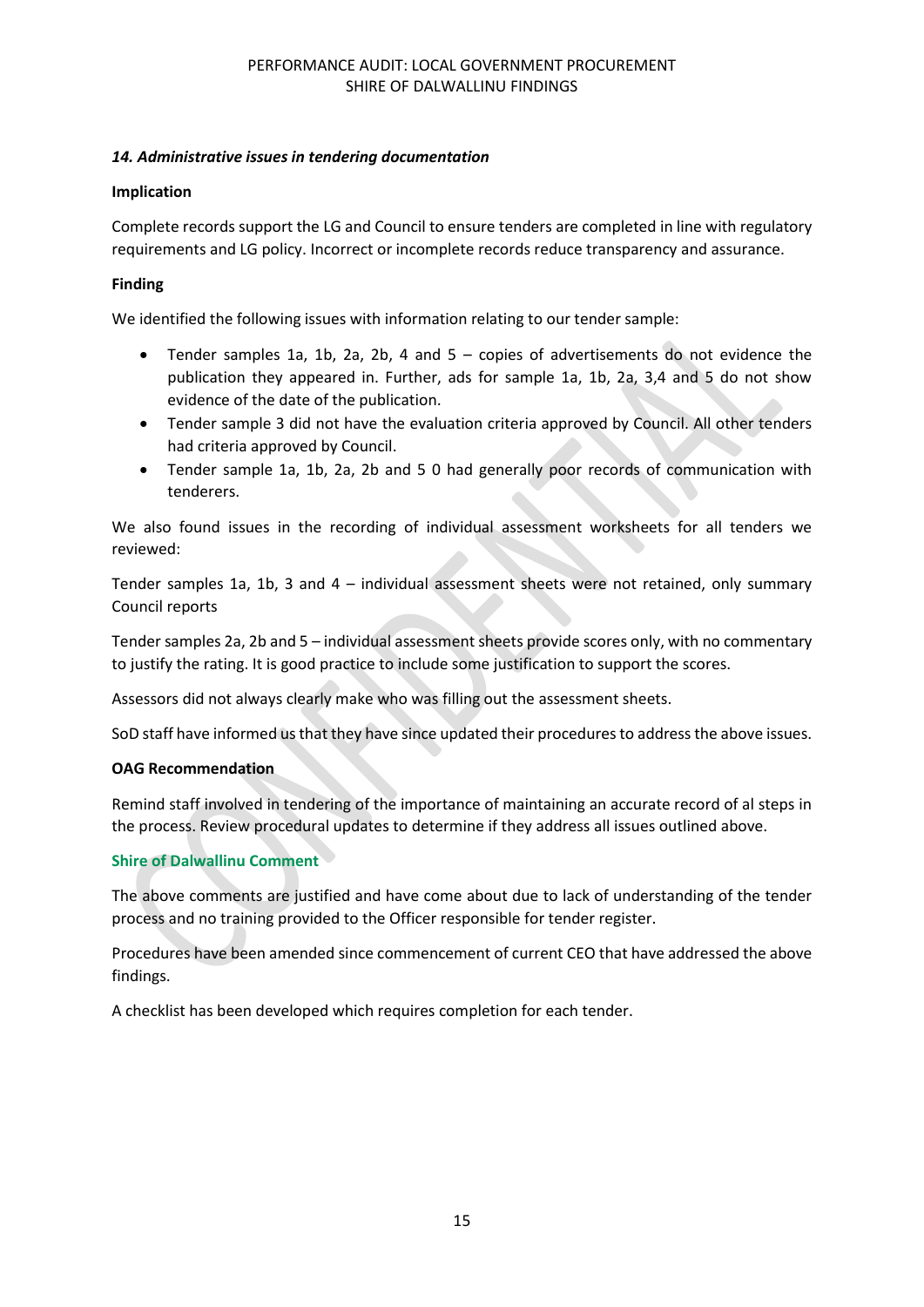### *14. Administrative issues in tendering documentation*

**Implication**

Complete records support the LG and Council to ensure tenders are completed in line with regulatory requirements and LG policy. Incorrect or incomplete records reduce transparency and assurance.

**Finding**

We identified the following issues with information relating to our tender sample:

- Tender samples 1a, 1b, 2a, 2b, 4 and 5 – copies of advertisements do not evidence the publication they appeared in. Further, ads for sample 1a, 1b, 2a, 3,4 and 5 do not show evidence of the date of the publication.
- Tender sample 3 did not have the evaluation criteria approved by Council. All other tenders had criteria approved by Council.
- Tender sample 1a, 1b, 2a, 2b and 5 0 had generally poor records of communication with tenderers.

We also found issues in the recording of individual assessment worksheets for all tenders we reviewed:

Tender samples 1a, 1b, 3 and 4 – individual assessment sheets were not retained, only summary Council reports

Tender samples 2a, 2b and 5 – individual assessment sheets provide scores only, with no commentary to justify the rating. It is good practice to include some justification to support the scores.

Assessors did not always clearly make who was filling out the assessment sheets.

SoD staff have informed us that they have since updated their procedures to address the above issues.

**OAG Recommendation**

Remind staff involved in tendering of the importance of maintaining an accurate record of al steps in the process. Review procedural updates to determine if they address all issues outlined above.

**Shire of Dalwallinu Comment**

The above comments are justified and have come about due to lack of understanding of the tender process and no training provided to the Officer responsible for tender register.

Procedures have been amended since commencement of current CEO that have addressed the above findings.

A checklist has been developed which requires completion for each tender.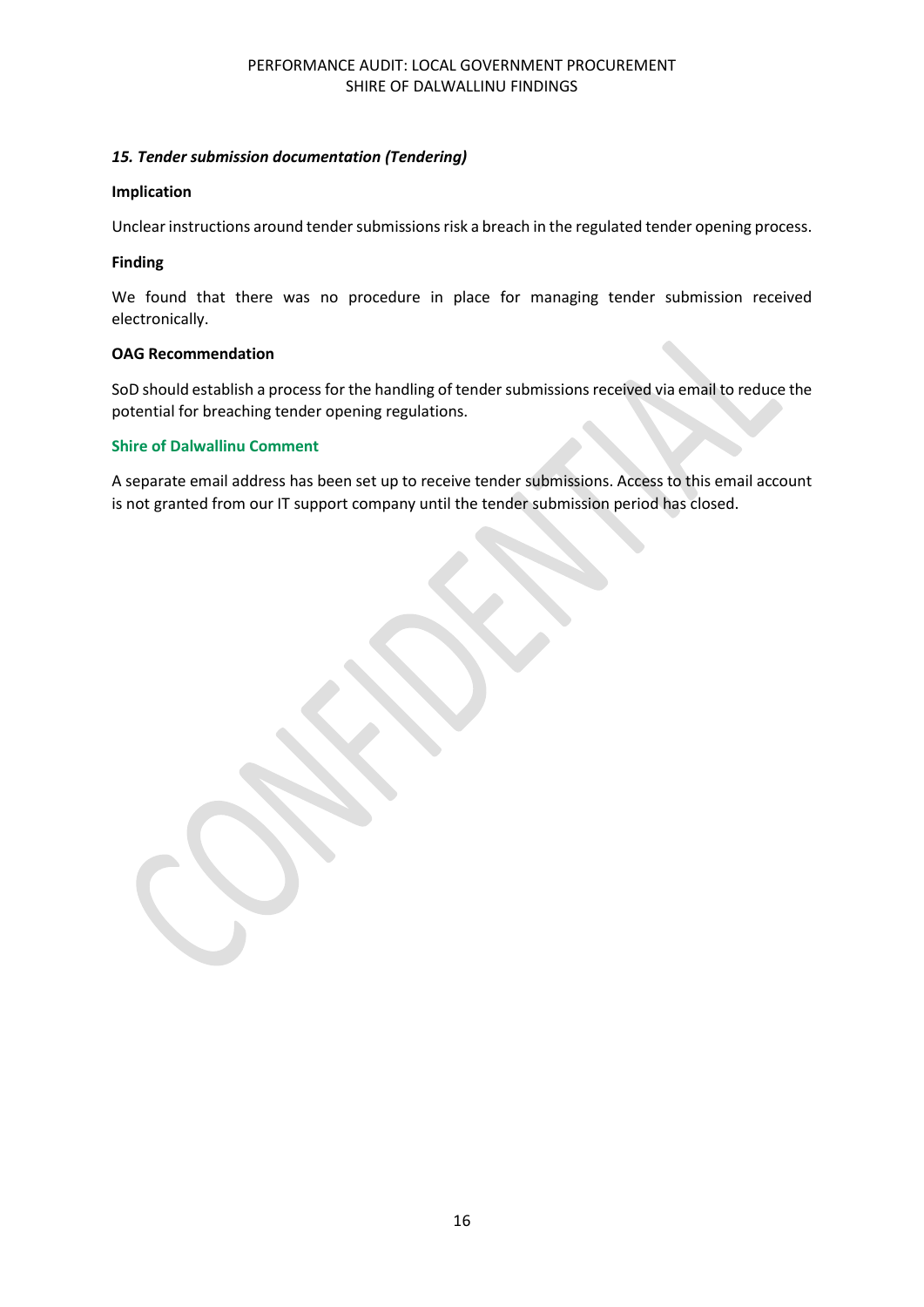### *15. Tender submission documentation (Tendering)*

**Implication**

Unclear instructions around tender submissions risk a breach in the regulated tender opening process.

**Finding**

We found that there was no procedure in place for managing tender submission received electronically.

**OAG Recommendation**

SoD should establish a process for the handling of tender submissions received via email to reduce the potential for breaching tender opening regulations.

**Shire of Dalwallinu Comment**

A separate email address has been set up to receive tender submissions. Access to this email account is not granted from our IT support company until the tender submission period has closed.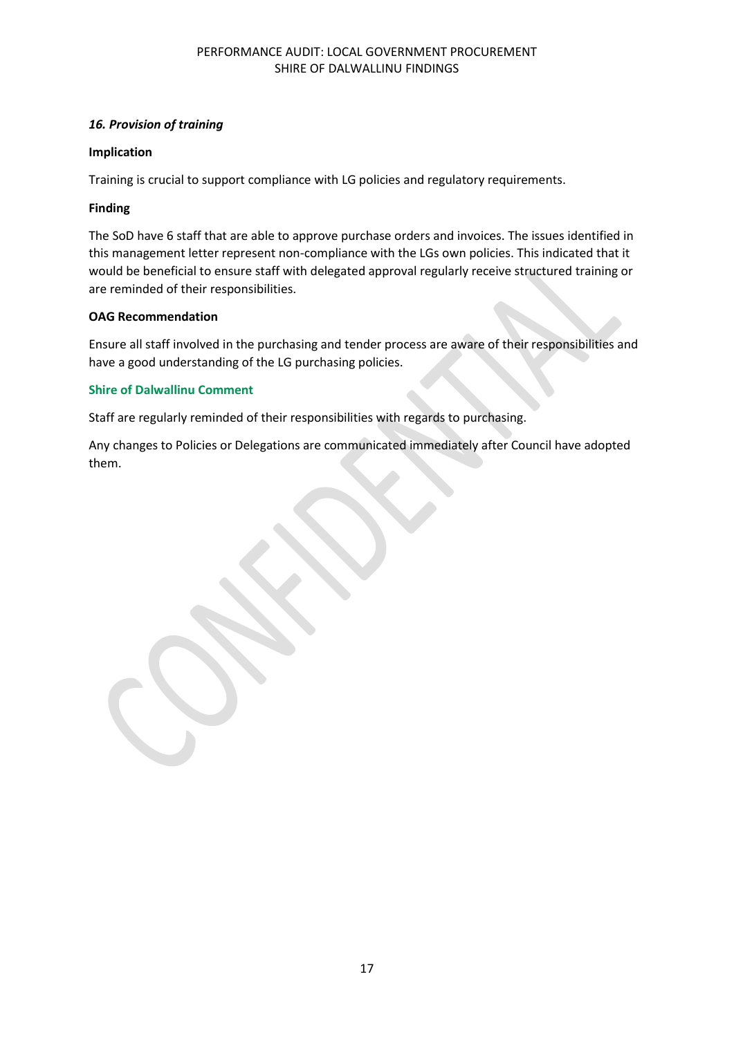***16. Provision of training***

**Implication**

Training is crucial to support compliance with LG policies and regulatory requirements.

**Finding**

The SoD have 6 staff that are able to approve purchase orders and invoices. The issues identified in this management letter represent non-compliance with the LGs own policies. This indicated that it would be beneficial to ensure staff with delegated approval regularly receive structured training or are reminded of their responsibilities.

**OAG Recommendation**

Ensure all staff involved in the purchasing and tender process are aware of their responsibilities and have a good understanding of the LG purchasing policies.

**Shire of Dalwallinu Comment**

Staff are regularly reminded of their responsibilities with regards to purchasing.

Any changes to Policies or Delegations are communicated immediately after Council have adopted them.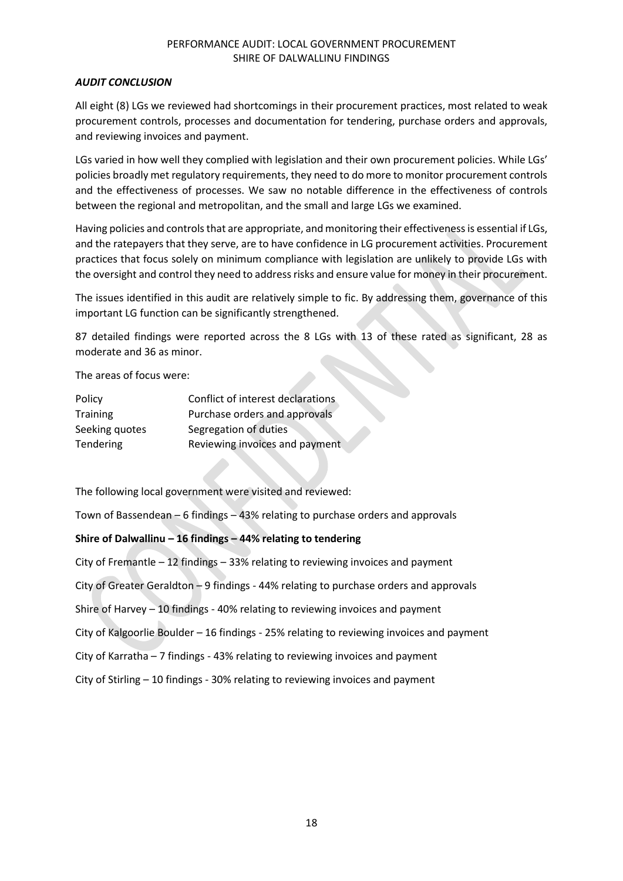***AUDIT CONCLUSION***

All eight (8) LGs we reviewed had shortcomings in their procurement practices, most related to weak procurement controls, processes and documentation for tendering, purchase orders and approvals, and reviewing invoices and payment.

LGs varied in how well they complied with legislation and their own procurement policies. While LGs' policies broadly met regulatory requirements, they need to do more to monitor procurement controls and the effectiveness of processes. We saw no notable difference in the effectiveness of controls between the regional and metropolitan, and the small and large LGs we examined.

Having policies and controls that are appropriate, and monitoring their effectiveness is essential if LGs, and the ratepayers that they serve, are to have confidence in LG procurement activities. Procurement practices that focus solely on minimum compliance with legislation are unlikely to provide LGs with the oversight and control they need to address risks and ensure value for money in their procurement.

The issues identified in this audit are relatively simple to fic. By addressing them, governance of this important LG function can be significantly strengthened.

87 detailed findings were reported across the 8 LGs with 13 of these rated as significant, 28 as moderate and 36 as minor.

The areas of focus were:

| | |
|---|---|
| Policy | Conflict of interest declarations |
| Training | Purchase orders and approvals |
| Seeking quotes | Segregation of duties |
| Tendering | Reviewing invoices and payment |

The following local government were visited and reviewed:

Town of Bassendean – 6 findings – 43% relating to purchase orders and approvals

**Shire of Dalwallinu – 16 findings – 44% relating to tendering**

City of Fremantle – 12 findings – 33% relating to reviewing invoices and payment

City of Greater Geraldton – 9 findings - 44% relating to purchase orders and approvals

Shire of Harvey – 10 findings - 40% relating to reviewing invoices and payment

City of Kalgoorlie Boulder – 16 findings - 25% relating to reviewing invoices and payment

City of Karratha – 7 findings - 43% relating to reviewing invoices and payment

City of Stirling – 10 findings - 30% relating to reviewing invoices and payment